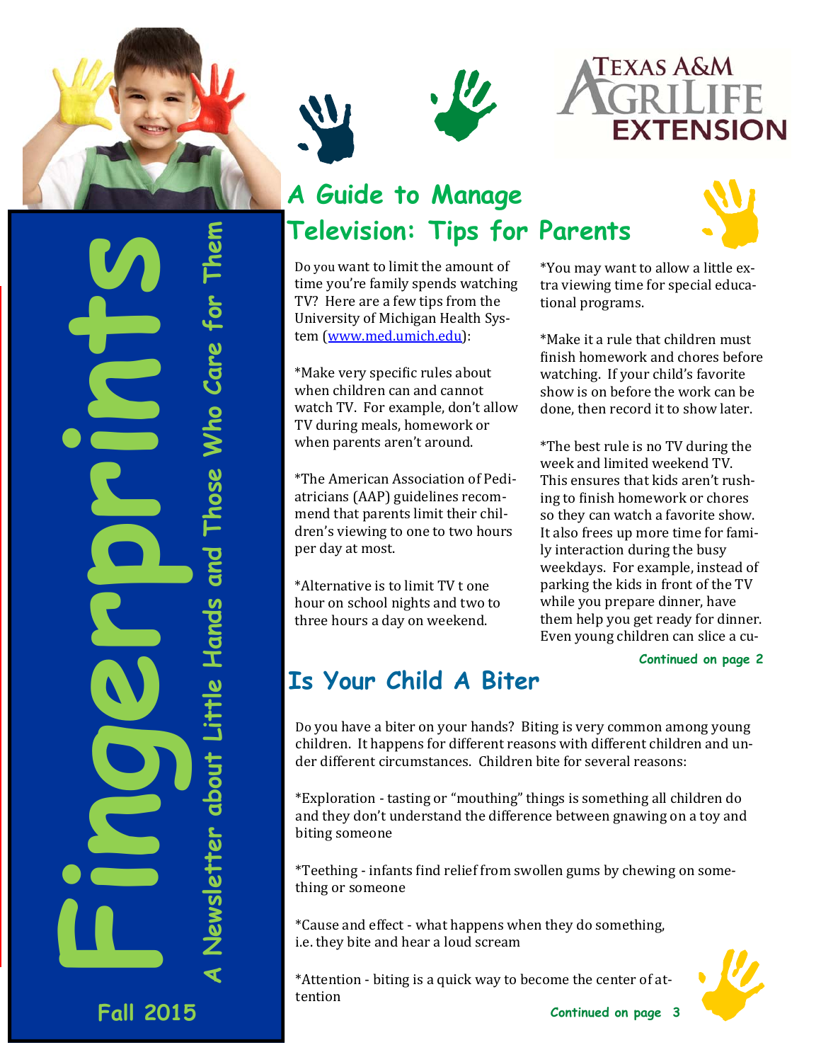# Fingerprints

A Newsletter about Little Hands and Those Who Care for Them

Fall 2015

## A Guide to Manage Television: Tips for Parents

Do you want to limit the amount of time you're family spends watching TV? Here are a few tips from the University of Michigan Health System (www.med.umich.edu):

*Make very specific rules about when children can and cannot watch TV. For example, don't allow TV during meals, homework or when parents aren't around.

*The American Association of Pediatricians (AAP) guidelines recommend that parents limit their children's viewing to one to two hours per day at most.

*Alternative is to limit TV t one hour on school nights and two to three hours a day on weekend.

*You may want to allow a little extra viewing time for special educational programs.

*Make it a rule that children must finish homework and chores before watching. If your child's favorite show is on before the work can be done, then record it to show later.

*The best rule is no TV during the week and limited weekend TV. This ensures that kids aren't rushing to finish homework or chores so they can watch a favorite show. It also frees up more time for family interaction during the busy weekdays. For example, instead of parking the kids in front of the TV while you prepare dinner, have them help you get ready for dinner. Even young children can slice a cu-

**Continued on page 2**

## Is Your Child A Biter

Do you have a biter on your hands? Biting is very common among young children. It happens for different reasons with different children and under different circumstances. Children bite for several reasons:

*Exploration - tasting or "mouthing" things is something all children do and they don't understand the difference between gnawing on a toy and biting someone

*Teething - infants find relief from swollen gums by chewing on something or someone

*Cause and effect - what happens when they do something, i.e. they bite and hear a loud scream

*Attention - biting is a quick way to become the center of attention

**Continued on page 3**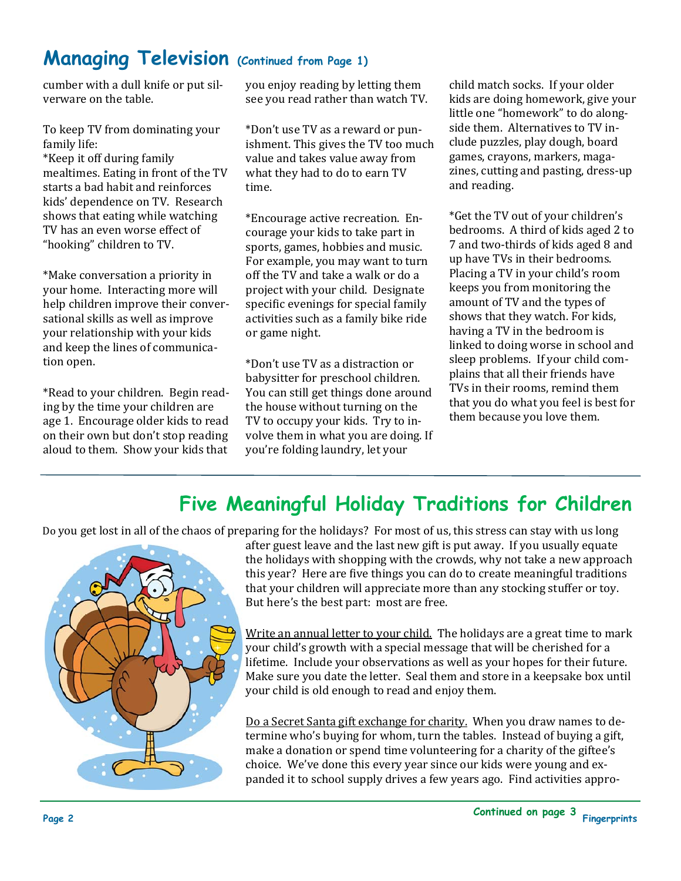## Managing Television (Continued from Page 1)

cumber with a dull knife or put silverware on the table.

To keep TV from dominating your family life:

*Keep it off during family mealtimes. Eating in front of the TV starts a bad habit and reinforces kids' dependence on TV. Research shows that eating while watching TV has an even worse effect of "hooking" children to TV.

*Make conversation a priority in your home. Interacting more will help children improve their conversational skills as well as improve your relationship with your kids and keep the lines of communication open.

*Read to your children. Begin reading by the time your children are age 1. Encourage older kids to read on their own but don't stop reading aloud to them. Show your kids that you enjoy reading by letting them see you read rather than watch TV.

*Don't use TV as a reward or punishment. This gives the TV too much value and takes value away from what they had to do to earn TV time.

*Encourage active recreation. Encourage your kids to take part in sports, games, hobbies and music. For example, you may want to turn off the TV and take a walk or do a project with your child. Designate specific evenings for special family activities such as a family bike ride or game night.

*Don't use TV as a distraction or babysitter for preschool children. You can still get things done around the house without turning on the TV to occupy your kids. Try to involve them in what you are doing. If you're folding laundry, let your child match socks. If your older kids are doing homework, give your little one "homework" to do alongside them. Alternatives to TV include puzzles, play dough, board games, crayons, markers, magazines, cutting and pasting, dress-up and reading.

*Get the TV out of your children's bedrooms. A third of kids aged 2 to 7 and two-thirds of kids aged 8 and up have TVs in their bedrooms. Placing a TV in your child's room keeps you from monitoring the amount of TV and the types of shows that they watch. For kids, having a TV in the bedroom is linked to doing worse in school and sleep problems. If your child complains that all their friends have TVs in their rooms, remind them that you do what you feel is best for them because you love them.

## Five Meaningful Holiday Traditions for Children

Do you get lost in all of the chaos of preparing for the holidays? For most of us, this stress can stay with us long after guest leave and the last new gift is put away. If you usually equate the holidays with shopping with the crowds, why not take a new approach this year? Here are five things you can do to create meaningful traditions that your children will appreciate more than any stocking stuffer or toy. But here's the best part: most are free.

Write an annual letter to your child. The holidays are a great time to mark your child's growth with a special message that will be cherished for a lifetime. Include your observations as well as your hopes for their future. Make sure you date the letter. Seal them and store in a keepsake box until your child is old enough to read and enjoy them.

Do a Secret Santa gift exchange for charity. When you draw names to determine who's buying for whom, turn the tables. Instead of buying a gift, make a donation or spend time volunteering for a charity of the giftee's choice. We've done this every year since our kids were young and expanded it to school supply drives a few years ago. Find activities appro-

Continued on page 3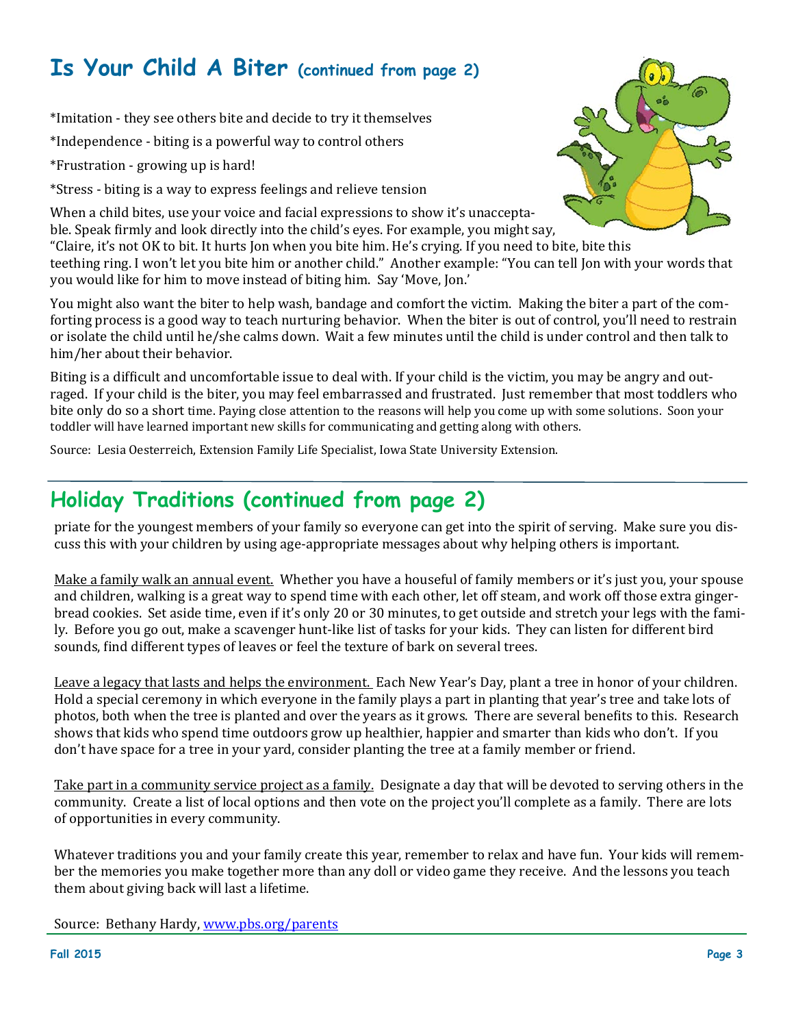## Is Your Child A Biter (continued from page 2)

*Imitation - they see others bite and decide to try it themselves

*Independence - biting is a powerful way to control others

*Frustration - growing up is hard!

*Stress - biting is a way to express feelings and relieve tension

When a child bites, use your voice and facial expressions to show it's unacceptable. Speak firmly and look directly into the child's eyes. For example, you might say, "Claire, it's not OK to bit. It hurts Jon when you bite him. He's crying. If you need to bite, bite this teething ring. I won't let you bite him or another child." Another example: "You can tell Jon with your words that you would like for him to move instead of biting him. Say 'Move, Jon.'

You might also want the biter to help wash, bandage and comfort the victim. Making the biter a part of the comforting process is a good way to teach nurturing behavior. When the biter is out of control, you'll need to restrain or isolate the child until he/she calms down. Wait a few minutes until the child is under control and then talk to him/her about their behavior.

Biting is a difficult and uncomfortable issue to deal with. If your child is the victim, you may be angry and outraged. If your child is the biter, you may feel embarrassed and frustrated. Just remember that most toddlers who bite only do so a short time. Paying close attention to the reasons will help you come up with some solutions. Soon your toddler will have learned important new skills for communicating and getting along with others.

Source: Lesia Oesterreich, Extension Family Life Specialist, Iowa State University Extension.

## Holiday Traditions (continued from page 2)

priate for the youngest members of your family so everyone can get into the spirit of serving. Make sure you discuss this with your children by using age-appropriate messages about why helping others is important.

Make a family walk an annual event. Whether you have a houseful of family members or it's just you, your spouse and children, walking is a great way to spend time with each other, let off steam, and work off those extra gingerbread cookies. Set aside time, even if it's only 20 or 30 minutes, to get outside and stretch your legs with the family. Before you go out, make a scavenger hunt-like list of tasks for your kids. They can listen for different bird sounds, find different types of leaves or feel the texture of bark on several trees.

Leave a legacy that lasts and helps the environment. Each New Year's Day, plant a tree in honor of your children. Hold a special ceremony in which everyone in the family plays a part in planting that year's tree and take lots of photos, both when the tree is planted and over the years as it grows. There are several benefits to this. Research shows that kids who spend time outdoors grow up healthier, happier and smarter than kids who don't. If you don't have space for a tree in your yard, consider planting the tree at a family member or friend.

Take part in a community service project as a family. Designate a day that will be devoted to serving others in the community. Create a list of local options and then vote on the project you'll complete as a family. There are lots of opportunities in every community.

Whatever traditions you and your family create this year, remember to relax and have fun. Your kids will remember the memories you make together more than any doll or video game they receive. And the lessons you teach them about giving back will last a lifetime.

Source: Bethany Hardy, www.pbs.org/parents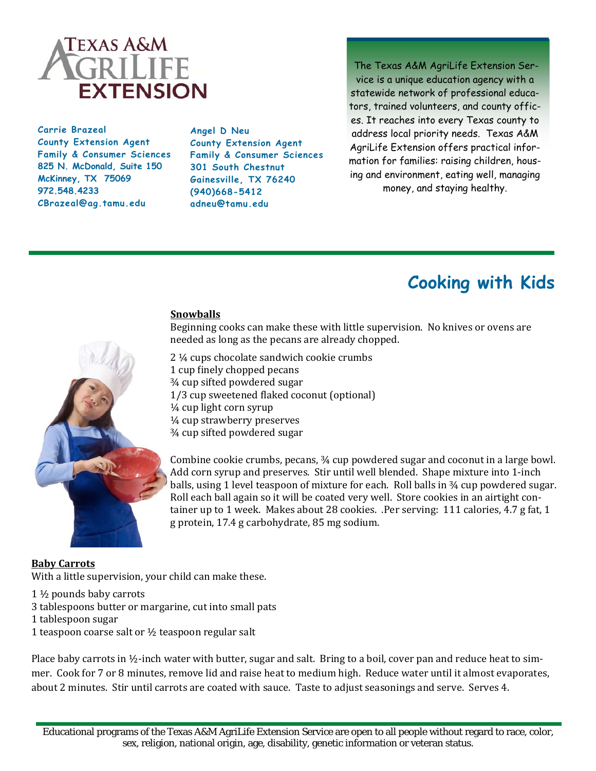Carrie Brazeal
County Extension Agent
Family & Consumer Sciences
825 N. McDonald, Suite 150
McKinney, TX 75069
972.548.4233
CBrazeal@ag.tamu.edu

Angel D Neu
County Extension Agent
Family & Consumer Sciences
301 South Chestnut
Gainesville, TX 76240
(940)668-5412
adneu@tamu.edu

The Texas A&M AgriLife Extension Service is a unique education agency with a statewide network of professional educators, trained volunteers, and county offices. It reaches into every Texas county to address local priority needs. Texas A&M AgriLife Extension offers practical information for families: raising children, housing and environment, eating well, managing money, and staying healthy.

# Cooking with Kids

## Snowballs

Beginning cooks can make these with little supervision. No knives or ovens are needed as long as the pecans are already chopped.

2 ¼ cups chocolate sandwich cookie crumbs
1 cup finely chopped pecans
¾ cup sifted powdered sugar
1/3 cup sweetened flaked coconut (optional)
¼ cup light corn syrup
¼ cup strawberry preserves
¾ cup sifted powdered sugar

Combine cookie crumbs, pecans, ¾ cup powdered sugar and coconut in a large bowl. Add corn syrup and preserves. Stir until well blended. Shape mixture into 1-inch balls, using 1 level teaspoon of mixture for each. Roll balls in ¾ cup powdered sugar. Roll each ball again so it will be coated very well. Store cookies in an airtight container up to 1 week. Makes about 28 cookies. .Per serving: 111 calories, 4.7 g fat, 1 g protein, 17.4 g carbohydrate, 85 mg sodium.

## Baby Carrots

With a little supervision, your child can make these.

1 ½ pounds baby carrots
3 tablespoons butter or margarine, cut into small pats
1 tablespoon sugar
1 teaspoon coarse salt or ½ teaspoon regular salt

Place baby carrots in ½-inch water with butter, sugar and salt. Bring to a boil, cover pan and reduce heat to simmer. Cook for 7 or 8 minutes, remove lid and raise heat to medium high. Reduce water until it almost evaporates, about 2 minutes. Stir until carrots are coated with sauce. Taste to adjust seasonings and serve. Serves 4.

Educational programs of the Texas A&M AgriLife Extension Service are open to all people without regard to race, color, sex, religion, national origin, age, disability, genetic information or veteran status.